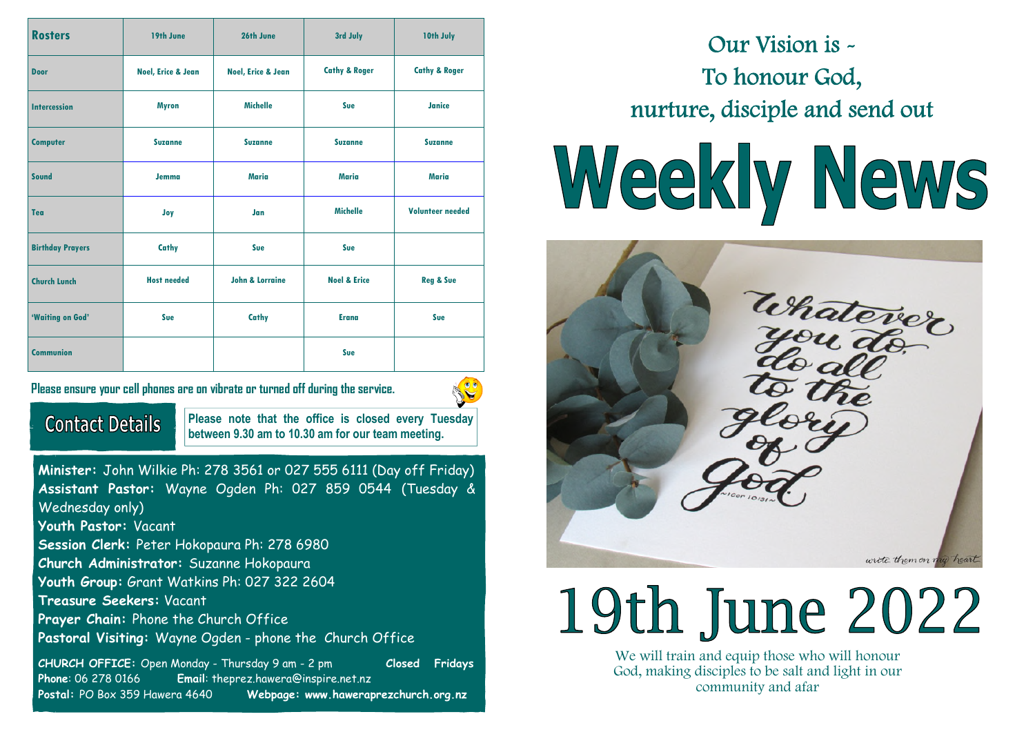| Rosters | 19th June | 26th June | 3rd July | 10th July |
| --- | --- | --- | --- | --- |
| Door | Noel, Erice & Jean | Noel, Erice & Jean | Cathy & Roger | Cathy & Roger |
| Intercession | Myron | Michelle | Sue | Janice |
| Computer | Suzanne | Suzanne | Suzanne | Suzanne |
| Sound | Jemma | Maria | Maria | Maria |
| Tea | Joy | Jan | Michelle | Volunteer needed |
| Birthday Prayers | Cathy | Sue | Sue | |
| Church Lunch | Host needed | John & Lorraine | Noel & Erice | Reg & Sue |
| 'Waiting on God' | Sue | Cathy | Erana | Sue |
| Communion | | | Sue | |

**Please ensure your cell phones are on vibrate or turned off during the service.**

## Contact Details

**Please note that the office is closed every Tuesday between 9.30 am to 10.30 am for our team meeting.**

**Minister:** John Wilkie Ph: 278 3561 or 027 555 6111 (Day off Friday)
**Assistant Pastor:** Wayne Ogden Ph: 027 859 0544 (Tuesday & Wednesday only)
**Youth Pastor:** Vacant
**Session Clerk:** Peter Hokopaura Ph: 278 6980
**Church Administrator:** Suzanne Hokopaura
**Youth Group:** Grant Watkins Ph: 027 322 2604
**Treasure Seekers:** Vacant
**Prayer Chain:** Phone the Church Office
**Pastoral Visiting:** Wayne Ogden - phone the Church Office

**CHURCH OFFICE:** Open Monday - Thursday 9 am - 2 pm **Closed Fridays**
**Phone**: 06 278 0166 **Email**: theprez.hawera@inspire.net.nz
**Postal:** PO Box 359 Hawera 4640 **Webpage: www.haweraprezchurch.org.nz**

Our Vision is -
To honour God,
nurture, disciple and send out

# Weekly News

Whatever you do, do all to the glory of God. ~1 Cor 10:31~

write them on my heart

## 19th June 2022

We will train and equip those who will honour God, making disciples to be salt and light in our community and afar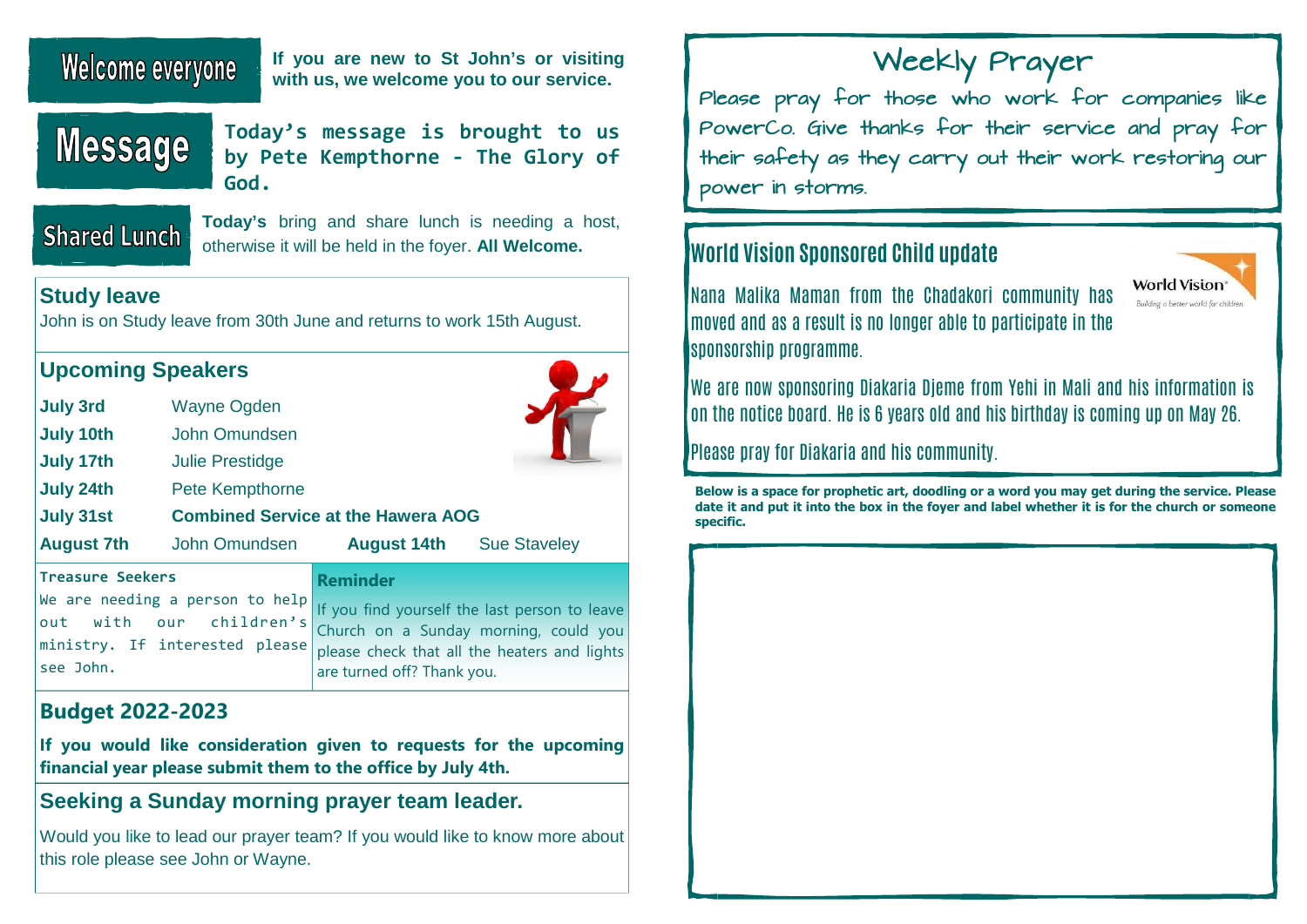## Welcome everyone

**If you are new to St John's or visiting with us, we welcome you to our service.**

## Message

**Today's message is brought to us by Pete Kempthorne - The Glory of God.**

## Shared Lunch

**Today's** bring and share lunch is needing a host, otherwise it will be held in the foyer. **All Welcome.**

## Study leave

John is on Study leave from 30th June and returns to work 15th August.

## Upcoming Speakers

| | |
|---|---|
| **July 3rd** | Wayne Ogden |
| **July 10th** | John Omundsen |
| **July 17th** | Julie Prestidge |
| **July 24th** | Pete Kempthorne |
| **July 31st** | **Combined Service at the Hawera AOG** |
| **August 7th** | John Omundsen |
| **August 14th** | Sue Staveley |

### Treasure Seekers

We are needing a person to help out with our children's ministry. If interested please see John.

### Reminder

If you find yourself the last person to leave Church on a Sunday morning, could you please check that all the heaters and lights are turned off? Thank you.

## Budget 2022-2023

**If you would like consideration given to requests for the upcoming financial year please submit them to the office by July 4th.**

## Seeking a Sunday morning prayer team leader.

Would you like to lead our prayer team? If you would like to know more about this role please see John or Wayne.

## Weekly Prayer

Please pray for those who work for companies like PowerCo. Give thanks for their service and pray for their safety as they carry out their work restoring our power in storms.

## World Vision Sponsored Child update

World Vision — Building a better world for children

Nana Malika Maman from the Chadakori community has moved and as a result is no longer able to participate in the sponsorship programme.

We are now sponsoring Diakaria Djeme from Yehi in Mali and his information is on the notice board. He is 6 years old and his birthday is coming up on May 26.

Please pray for Diakaria and his community.

**Below is a space for prophetic art, doodling or a word you may get during the service. Please date it and put it into the box in the foyer and label whether it is for the church or someone specific.**